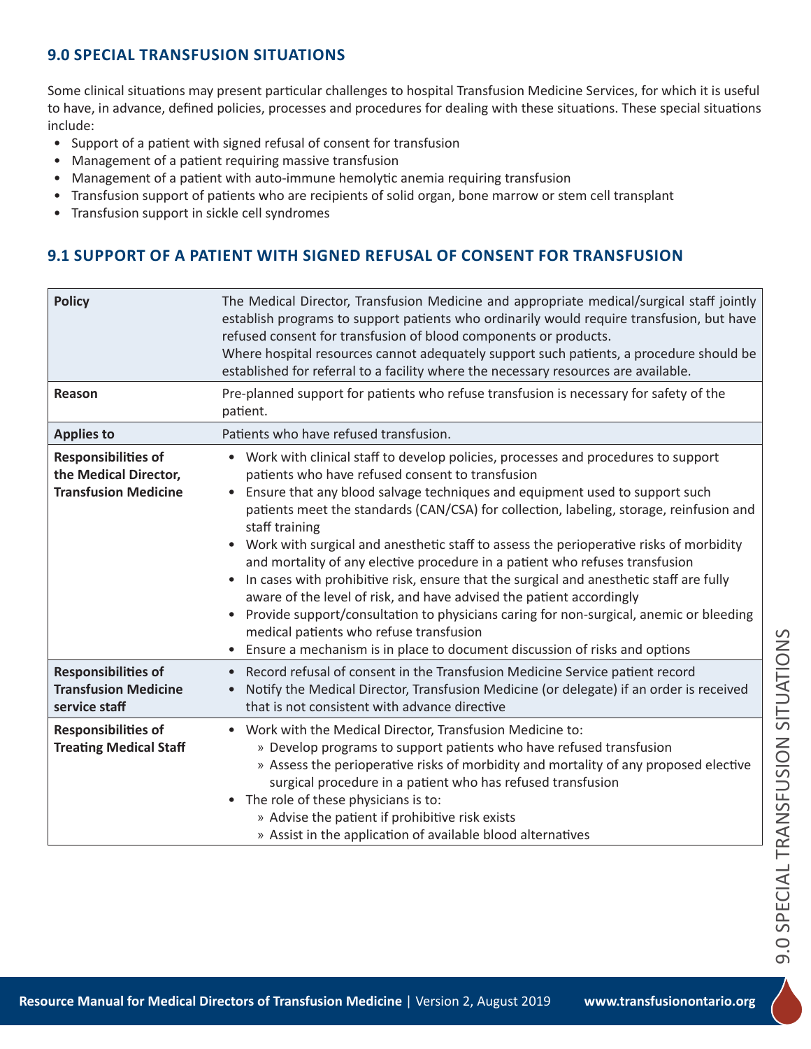## 9.0 SPECIAL TRANSFUSION SITUATIONS

Some clinical situations may present particular challenges to hospital Transfusion Medicine Services, for which it is useful to have, in advance, defined policies, processes and procedures for dealing with these situations. These special situations include:

- Support of a patient with signed refusal of consent for transfusion
- Management of a patient requiring massive transfusion
- Management of a patient with auto-immune hemolytic anemia requiring transfusion
- Transfusion support of patients who are recipients of solid organ, bone marrow or stem cell transplant
- Transfusion support in sickle cell syndromes

## 9.1 SUPPORT OF A PATIENT WITH SIGNED REFUSAL OF CONSENT FOR TRANSFUSION

| | |
|---|---|
| **Policy** | The Medical Director, Transfusion Medicine and appropriate medical/surgical staff jointly establish programs to support patients who ordinarily would require transfusion, but have refused consent for transfusion of blood components or products.<br>Where hospital resources cannot adequately support such patients, a procedure should be established for referral to a facility where the necessary resources are available. |
| **Reason** | Pre-planned support for patients who refuse transfusion is necessary for safety of the patient. |
| **Applies to** | Patients who have refused transfusion. |
| **Responsibilities of the Medical Director, Transfusion Medicine** | • Work with clinical staff to develop policies, processes and procedures to support patients who have refused consent to transfusion<br>• Ensure that any blood salvage techniques and equipment used to support such patients meet the standards (CAN/CSA) for collection, labeling, storage, reinfusion and staff training<br>• Work with surgical and anesthetic staff to assess the perioperative risks of morbidity and mortality of any elective procedure in a patient who refuses transfusion<br>• In cases with prohibitive risk, ensure that the surgical and anesthetic staff are fully aware of the level of risk, and have advised the patient accordingly<br>• Provide support/consultation to physicians caring for non-surgical, anemic or bleeding medical patients who refuse transfusion<br>• Ensure a mechanism is in place to document discussion of risks and options |
| **Responsibilities of Transfusion Medicine service staff** | • Record refusal of consent in the Transfusion Medicine Service patient record<br>• Notify the Medical Director, Transfusion Medicine (or delegate) if an order is received that is not consistent with advance directive |
| **Responsibilities of Treating Medical Staff** | • Work with the Medical Director, Transfusion Medicine to:<br>» Develop programs to support patients who have refused transfusion<br>» Assess the perioperative risks of morbidity and mortality of any proposed elective surgical procedure in a patient who has refused transfusion<br>• The role of these physicians is to:<br>» Advise the patient if prohibitive risk exists<br>» Assist in the application of available blood alternatives |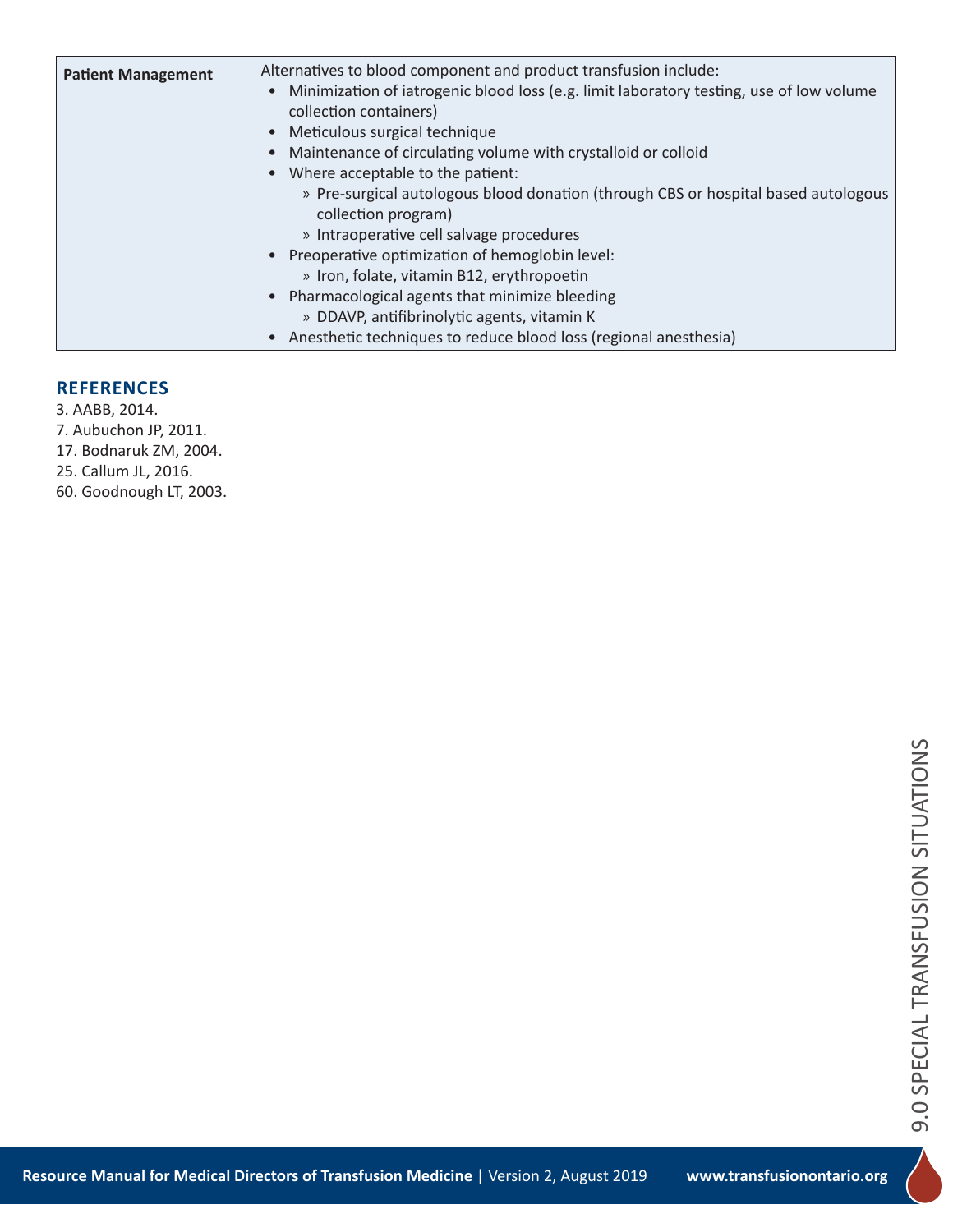| Patient Management | Alternatives to blood component and product transfusion include:<br>• Minimization of iatrogenic blood loss (e.g. limit laboratory testing, use of low volume collection containers)<br>• Meticulous surgical technique<br>• Maintenance of circulating volume with crystalloid or colloid<br>• Where acceptable to the patient:<br>  » Pre-surgical autologous blood donation (through CBS or hospital based autologous collection program)<br>  » Intraoperative cell salvage procedures<br>• Preoperative optimization of hemoglobin level:<br>  » Iron, folate, vitamin B12, erythropoetin<br>• Pharmacological agents that minimize bleeding<br>  » DDAVP, antifibrinolytic agents, vitamin K<br>• Anesthetic techniques to reduce blood loss (regional anesthesia) |
|---|---|

## REFERENCES

3. AABB, 2014.
7. Aubuchon JP, 2011.
17. Bodnaruk ZM, 2004.
25. Callum JL, 2016.
60. Goodnough LT, 2003.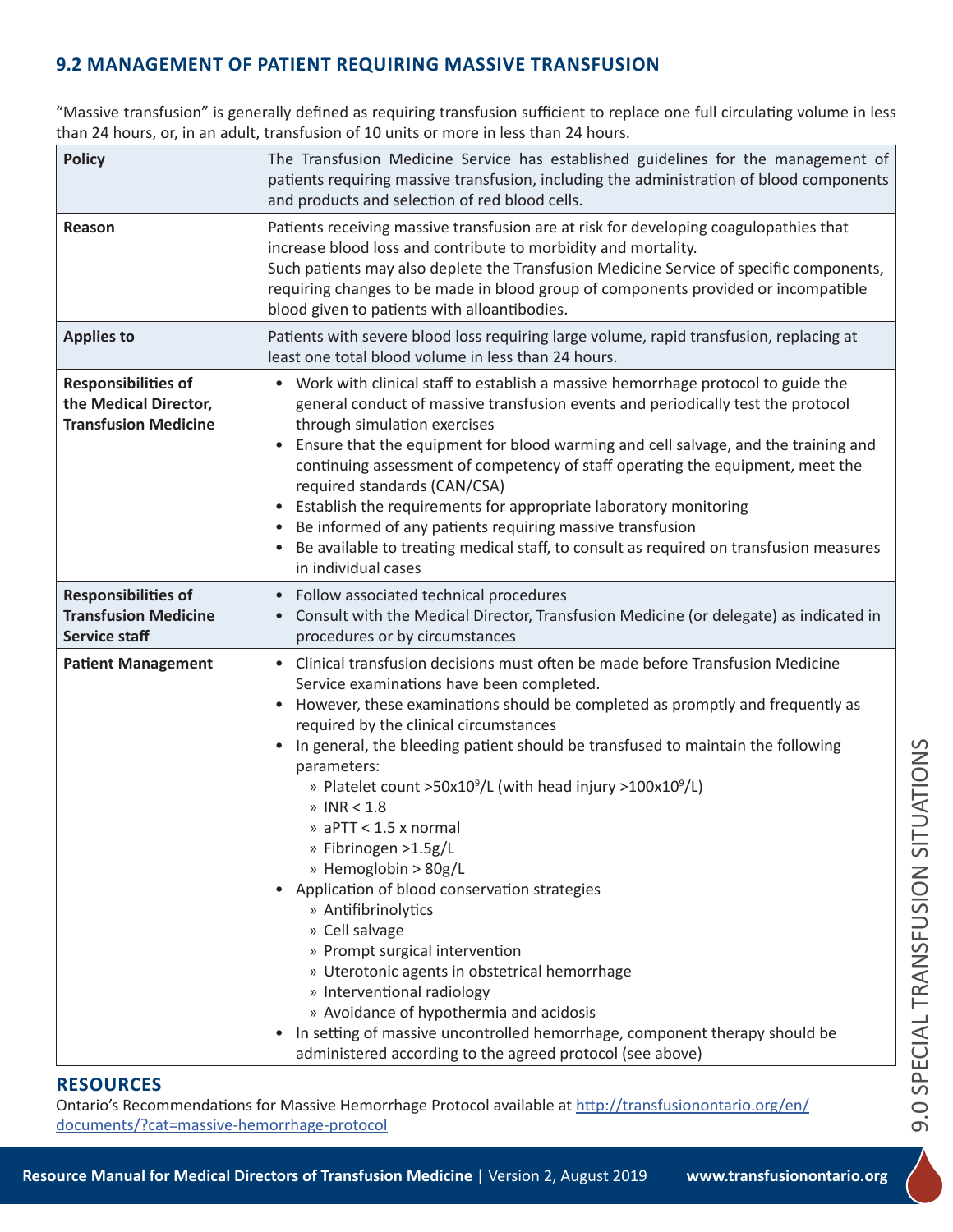## 9.2 MANAGEMENT OF PATIENT REQUIRING MASSIVE TRANSFUSION

"Massive transfusion" is generally defined as requiring transfusion sufficient to replace one full circulating volume in less than 24 hours, or, in an adult, transfusion of 10 units or more in less than 24 hours.

| | |
|---|---|
| **Policy** | The Transfusion Medicine Service has established guidelines for the management of patients requiring massive transfusion, including the administration of blood components and products and selection of red blood cells. |
| **Reason** | Patients receiving massive transfusion are at risk for developing coagulopathies that increase blood loss and contribute to morbidity and mortality.<br>Such patients may also deplete the Transfusion Medicine Service of specific components, requiring changes to be made in blood group of components provided or incompatible blood given to patients with alloantibodies. |
| **Applies to** | Patients with severe blood loss requiring large volume, rapid transfusion, replacing at least one total blood volume in less than 24 hours. |
| **Responsibilities of the Medical Director, Transfusion Medicine** | • Work with clinical staff to establish a massive hemorrhage protocol to guide the general conduct of massive transfusion events and periodically test the protocol through simulation exercises<br>• Ensure that the equipment for blood warming and cell salvage, and the training and continuing assessment of competency of staff operating the equipment, meet the required standards (CAN/CSA)<br>• Establish the requirements for appropriate laboratory monitoring<br>• Be informed of any patients requiring massive transfusion<br>• Be available to treating medical staff, to consult as required on transfusion measures in individual cases |
| **Responsibilities of Transfusion Medicine Service staff** | • Follow associated technical procedures<br>• Consult with the Medical Director, Transfusion Medicine (or delegate) as indicated in procedures or by circumstances |
| **Patient Management** | • Clinical transfusion decisions must often be made before Transfusion Medicine Service examinations have been completed.<br>• However, these examinations should be completed as promptly and frequently as required by the clinical circumstances<br>• In general, the bleeding patient should be transfused to maintain the following parameters:<br>» Platelet count $>50x10^9$/L (with head injury $>100x10^9$/L)<br>» INR < 1.8<br>» aPTT < 1.5 x normal<br>» Fibrinogen >1.5g/L<br>» Hemoglobin > 80g/L<br>• Application of blood conservation strategies<br>» Antifibrinolytics<br>» Cell salvage<br>» Prompt surgical intervention<br>» Uterotonic agents in obstetrical hemorrhage<br>» Interventional radiology<br>» Avoidance of hypothermia and acidosis<br>• In setting of massive uncontrolled hemorrhage, component therapy should be administered according to the agreed protocol (see above) |

## RESOURCES

Ontario's Recommendations for Massive Hemorrhage Protocol available at http://transfusionontario.org/en/documents/?cat=massive-hemorrhage-protocol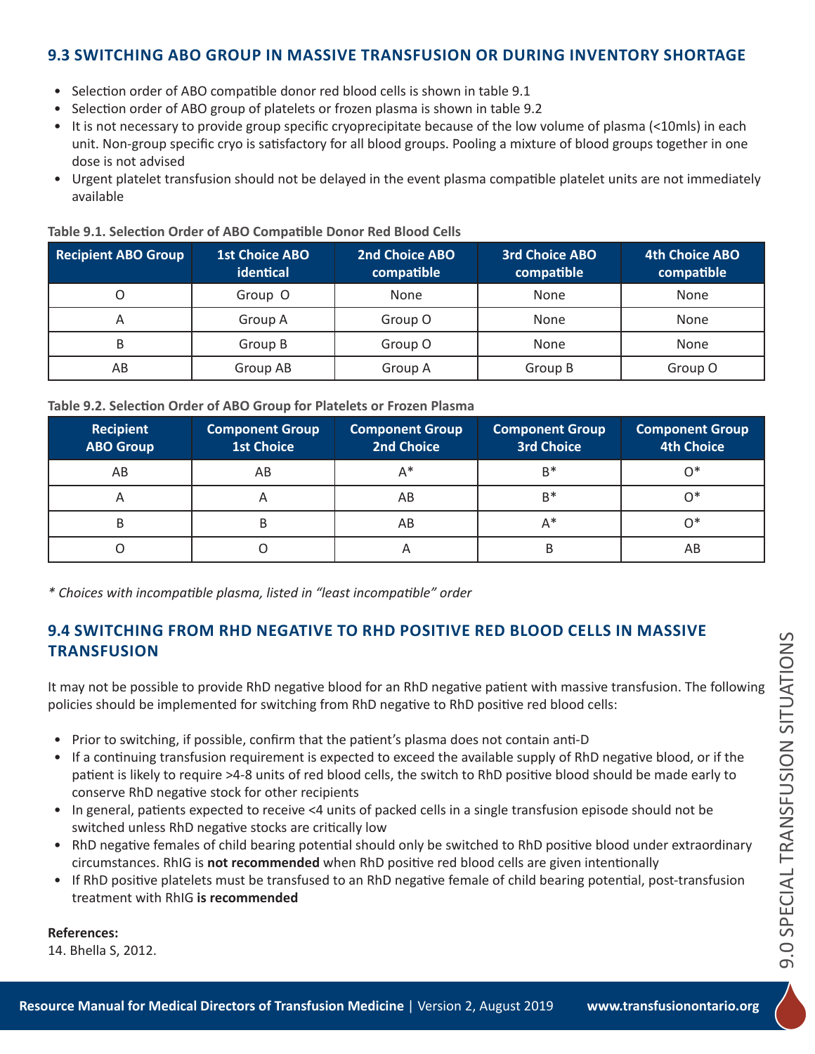## 9.3 SWITCHING ABO GROUP IN MASSIVE TRANSFUSION OR DURING INVENTORY SHORTAGE

- Selection order of ABO compatible donor red blood cells is shown in table 9.1
- Selection order of ABO group of platelets or frozen plasma is shown in table 9.2
- It is not necessary to provide group specific cryoprecipitate because of the low volume of plasma (<10mls) in each unit. Non-group specific cryo is satisfactory for all blood groups. Pooling a mixture of blood groups together in one dose is not advised
- Urgent platelet transfusion should not be delayed in the event plasma compatible platelet units are not immediately available

**Table 9.1. Selection Order of ABO Compatible Donor Red Blood Cells**

| Recipient ABO Group | 1st Choice ABO identical | 2nd Choice ABO compatible | 3rd Choice ABO compatible | 4th Choice ABO compatible |
|---|---|---|---|---|
| O | Group O | None | None | None |
| A | Group A | Group O | None | None |
| B | Group B | Group O | None | None |
| AB | Group AB | Group A | Group B | Group O |

**Table 9.2. Selection Order of ABO Group for Platelets or Frozen Plasma**

| Recipient ABO Group | Component Group 1st Choice | Component Group 2nd Choice | Component Group 3rd Choice | Component Group 4th Choice |
|---|---|---|---|---|
| AB | AB | A* | B* | O* |
| A | A | AB | B* | O* |
| B | B | AB | A* | O* |
| O | O | A | B | AB |

*\* Choices with incompatible plasma, listed in "least incompatible" order*

## 9.4 SWITCHING FROM RHD NEGATIVE TO RHD POSITIVE RED BLOOD CELLS IN MASSIVE TRANSFUSION

It may not be possible to provide RhD negative blood for an RhD negative patient with massive transfusion. The following policies should be implemented for switching from RhD negative to RhD positive red blood cells:

- Prior to switching, if possible, confirm that the patient's plasma does not contain anti-D
- If a continuing transfusion requirement is expected to exceed the available supply of RhD negative blood, or if the patient is likely to require >4-8 units of red blood cells, the switch to RhD positive blood should be made early to conserve RhD negative stock for other recipients
- In general, patients expected to receive <4 units of packed cells in a single transfusion episode should not be switched unless RhD negative stocks are critically low
- RhD negative females of child bearing potential should only be switched to RhD positive blood under extraordinary circumstances. RhIG is **not recommended** when RhD positive red blood cells are given intentionally
- If RhD positive platelets must be transfused to an RhD negative female of child bearing potential, post-transfusion treatment with RhIG **is recommended**

**References:**

14. Bhella S, 2012.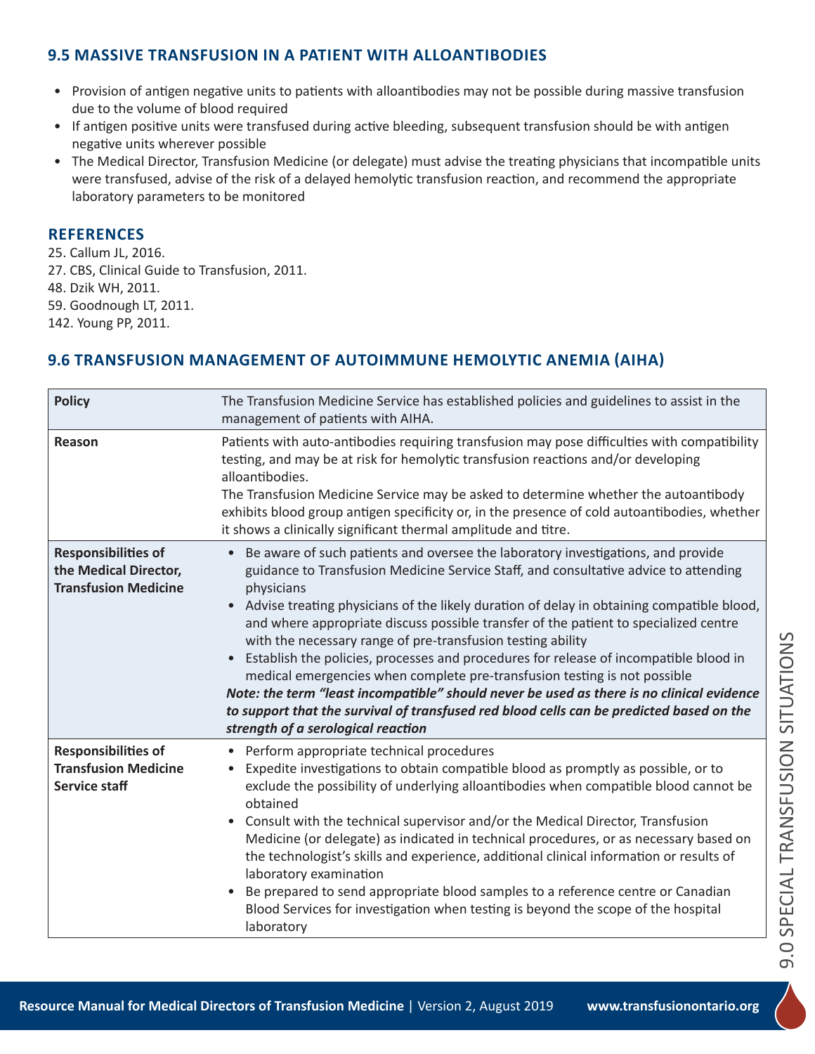## 9.5 MASSIVE TRANSFUSION IN A PATIENT WITH ALLOANTIBODIES

- Provision of antigen negative units to patients with alloantibodies may not be possible during massive transfusion due to the volume of blood required
- If antigen positive units were transfused during active bleeding, subsequent transfusion should be with antigen negative units wherever possible
- The Medical Director, Transfusion Medicine (or delegate) must advise the treating physicians that incompatible units were transfused, advise of the risk of a delayed hemolytic transfusion reaction, and recommend the appropriate laboratory parameters to be monitored

### REFERENCES

25. Callum JL, 2016.
27. CBS, Clinical Guide to Transfusion, 2011.
48. Dzik WH, 2011.
59. Goodnough LT, 2011.
142. Young PP, 2011.

## 9.6 TRANSFUSION MANAGEMENT OF AUTOIMMUNE HEMOLYTIC ANEMIA (AIHA)

| | |
|---|---|
| **Policy** | The Transfusion Medicine Service has established policies and guidelines to assist in the management of patients with AIHA. |
| **Reason** | Patients with auto-antibodies requiring transfusion may pose difficulties with compatibility testing, and may be at risk for hemolytic transfusion reactions and/or developing alloantibodies.<br>The Transfusion Medicine Service may be asked to determine whether the autoantibody exhibits blood group antigen specificity or, in the presence of cold autoantibodies, whether it shows a clinically significant thermal amplitude and titre. |
| **Responsibilities of the Medical Director, Transfusion Medicine** | • Be aware of such patients and oversee the laboratory investigations, and provide guidance to Transfusion Medicine Service Staff, and consultative advice to attending physicians<br>• Advise treating physicians of the likely duration of delay in obtaining compatible blood, and where appropriate discuss possible transfer of the patient to specialized centre with the necessary range of pre-transfusion testing ability<br>• Establish the policies, processes and procedures for release of incompatible blood in medical emergencies when complete pre-transfusion testing is not possible<br>***Note: the term "least incompatible" should never be used as there is no clinical evidence to support that the survival of transfused red blood cells can be predicted based on the strength of a serological reaction*** |
| **Responsibilities of Transfusion Medicine Service staff** | • Perform appropriate technical procedures<br>• Expedite investigations to obtain compatible blood as promptly as possible, or to exclude the possibility of underlying alloantibodies when compatible blood cannot be obtained<br>• Consult with the technical supervisor and/or the Medical Director, Transfusion Medicine (or delegate) as indicated in technical procedures, or as necessary based on the technologist's skills and experience, additional clinical information or results of laboratory examination<br>• Be prepared to send appropriate blood samples to a reference centre or Canadian Blood Services for investigation when testing is beyond the scope of the hospital laboratory |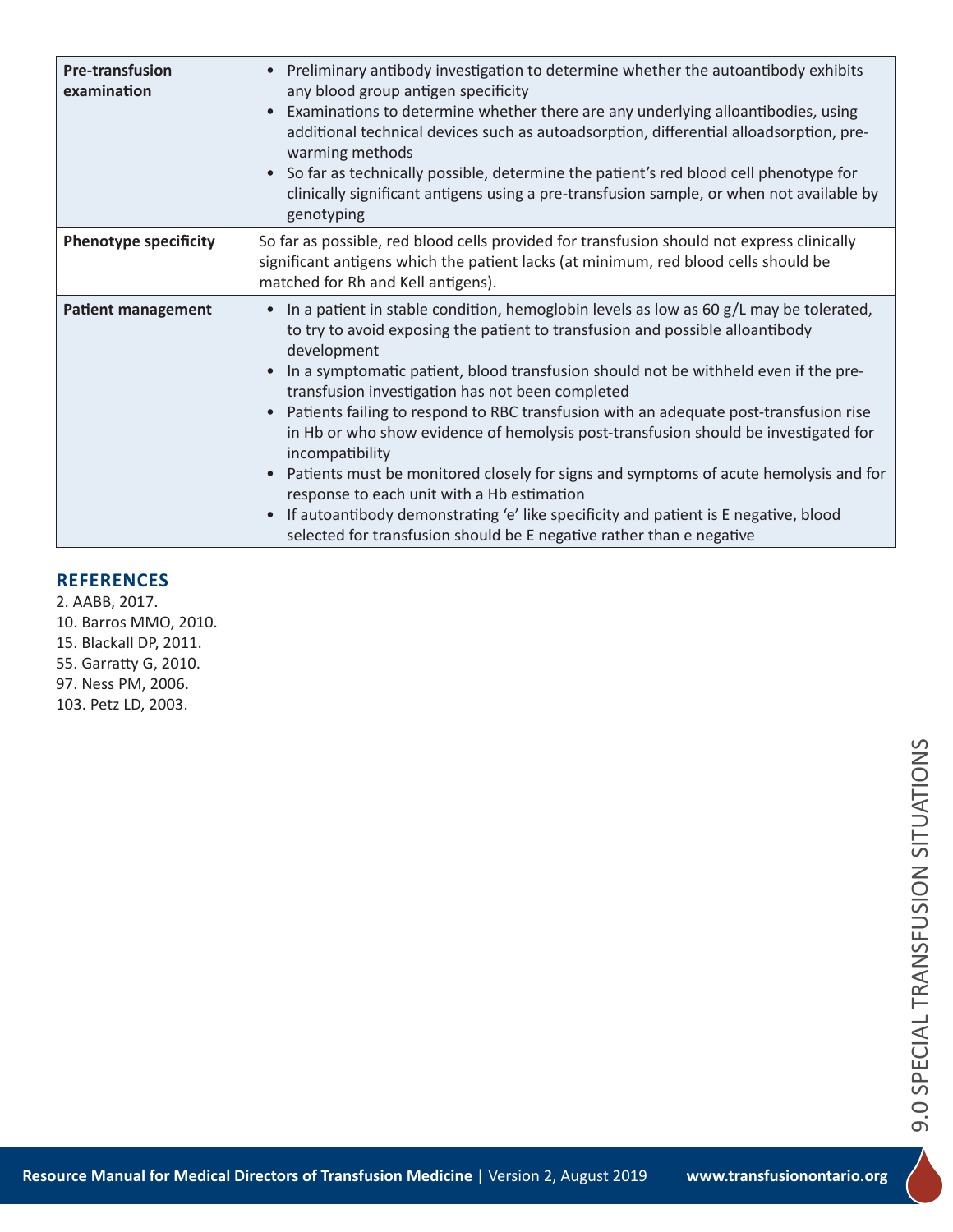| | |
|---|---|
| **Pre-transfusion examination** | • Preliminary antibody investigation to determine whether the autoantibody exhibits any blood group antigen specificity<br>• Examinations to determine whether there are any underlying alloantibodies, using additional technical devices such as autoadsorption, differential alloadsorption, pre-warming methods<br>• So far as technically possible, determine the patient's red blood cell phenotype for clinically significant antigens using a pre-transfusion sample, or when not available by genotyping |
| **Phenotype specificity** | So far as possible, red blood cells provided for transfusion should not express clinically significant antigens which the patient lacks (at minimum, red blood cells should be matched for Rh and Kell antigens). |
| **Patient management** | • In a patient in stable condition, hemoglobin levels as low as 60 g/L may be tolerated, to try to avoid exposing the patient to transfusion and possible alloantibody development<br>• In a symptomatic patient, blood transfusion should not be withheld even if the pre-transfusion investigation has not been completed<br>• Patients failing to respond to RBC transfusion with an adequate post-transfusion rise in Hb or who show evidence of hemolysis post-transfusion should be investigated for incompatibility<br>• Patients must be monitored closely for signs and symptoms of acute hemolysis and for response to each unit with a Hb estimation<br>• If autoantibody demonstrating 'e' like specificity and patient is E negative, blood selected for transfusion should be E negative rather than e negative |

## REFERENCES

2. AABB, 2017.
10. Barros MMO, 2010.
15. Blackall DP, 2011.
55. Garratty G, 2010.
97. Ness PM, 2006.
103. Petz LD, 2003.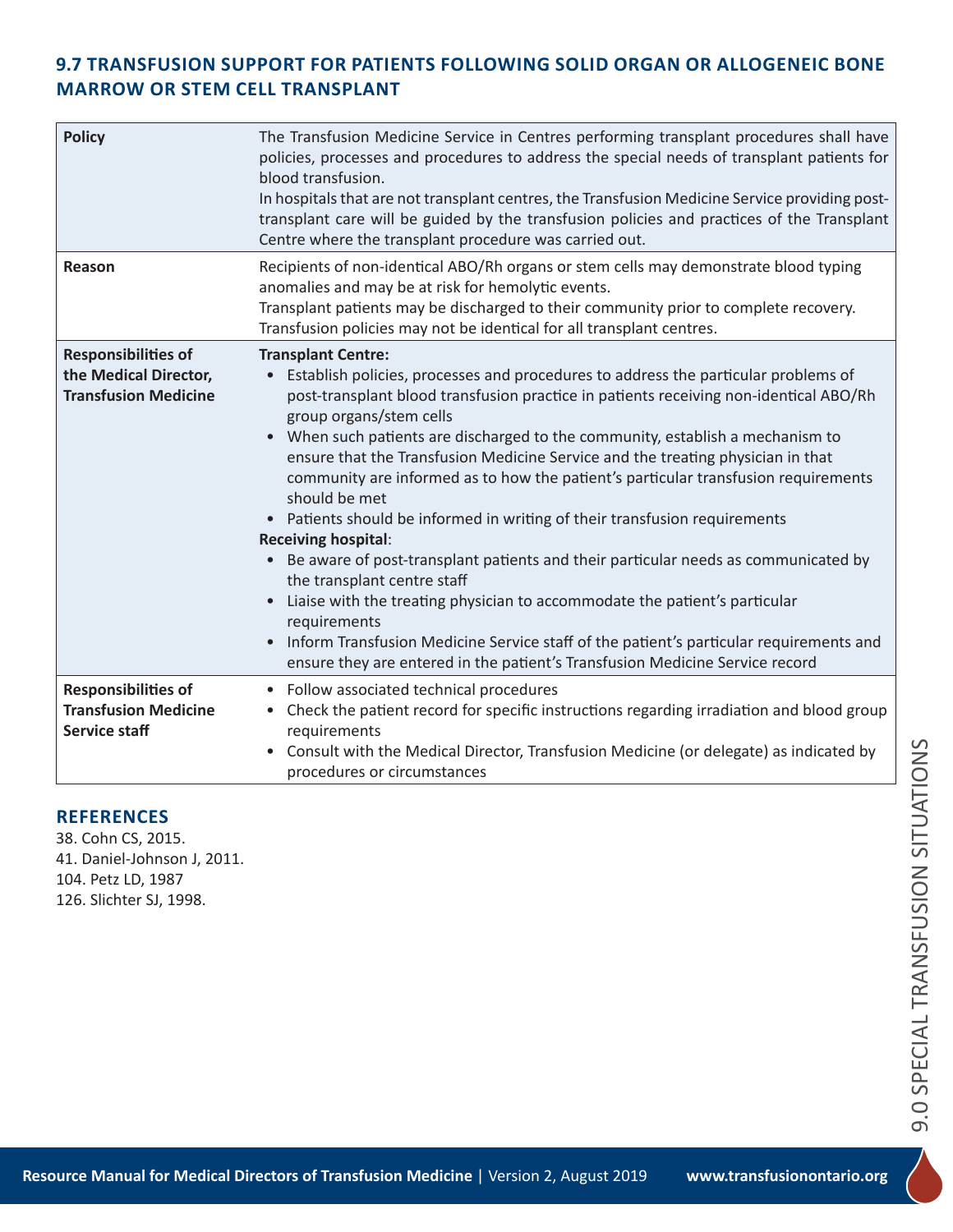## 9.7 TRANSFUSION SUPPORT FOR PATIENTS FOLLOWING SOLID ORGAN OR ALLOGENEIC BONE MARROW OR STEM CELL TRANSPLANT

| | |
|---|---|
| **Policy** | The Transfusion Medicine Service in Centres performing transplant procedures shall have policies, processes and procedures to address the special needs of transplant patients for blood transfusion.<br>In hospitals that are not transplant centres, the Transfusion Medicine Service providing post-transplant care will be guided by the transfusion policies and practices of the Transplant Centre where the transplant procedure was carried out. |
| **Reason** | Recipients of non-identical ABO/Rh organs or stem cells may demonstrate blood typing anomalies and may be at risk for hemolytic events.<br>Transplant patients may be discharged to their community prior to complete recovery.<br>Transfusion policies may not be identical for all transplant centres. |
| **Responsibilities of the Medical Director, Transfusion Medicine** | **Transplant Centre:**<br>• Establish policies, processes and procedures to address the particular problems of post-transplant blood transfusion practice in patients receiving non-identical ABO/Rh group organs/stem cells<br>• When such patients are discharged to the community, establish a mechanism to ensure that the Transfusion Medicine Service and the treating physician in that community are informed as to how the patient's particular transfusion requirements should be met<br>• Patients should be informed in writing of their transfusion requirements<br>**Receiving hospital**:<br>• Be aware of post-transplant patients and their particular needs as communicated by the transplant centre staff<br>• Liaise with the treating physician to accommodate the patient's particular requirements<br>• Inform Transfusion Medicine Service staff of the patient's particular requirements and ensure they are entered in the patient's Transfusion Medicine Service record |
| **Responsibilities of Transfusion Medicine Service staff** | • Follow associated technical procedures<br>• Check the patient record for specific instructions regarding irradiation and blood group requirements<br>• Consult with the Medical Director, Transfusion Medicine (or delegate) as indicated by procedures or circumstances |

### REFERENCES

38. Cohn CS, 2015.
41. Daniel-Johnson J, 2011.
104. Petz LD, 1987
126. Slichter SJ, 1998.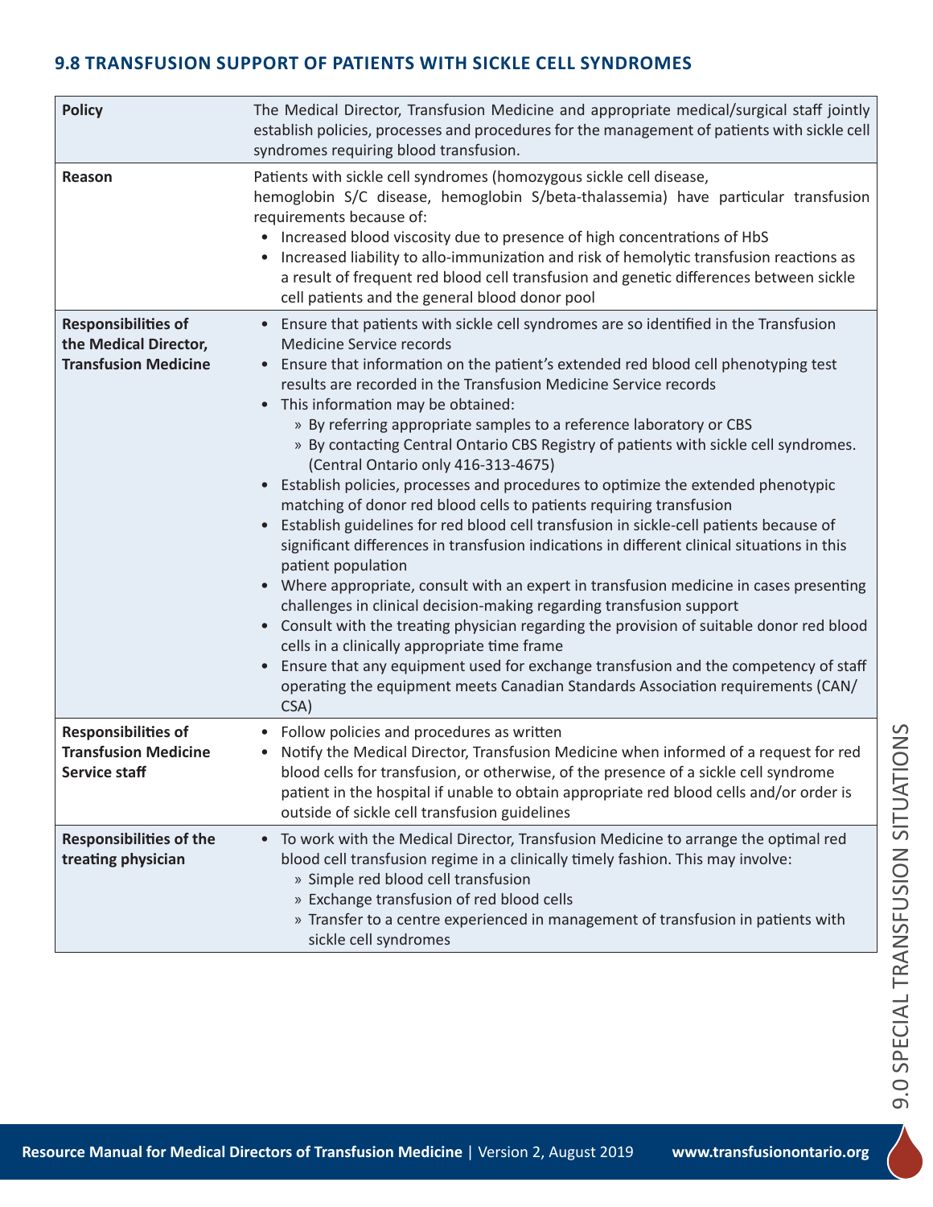## 9.8 TRANSFUSION SUPPORT OF PATIENTS WITH SICKLE CELL SYNDROMES

| | |
|---|---|
| **Policy** | The Medical Director, Transfusion Medicine and appropriate medical/surgical staff jointly establish policies, processes and procedures for the management of patients with sickle cell syndromes requiring blood transfusion. |
| **Reason** | Patients with sickle cell syndromes (homozygous sickle cell disease, hemoglobin S/C disease, hemoglobin S/beta-thalassemia) have particular transfusion requirements because of:<br>• Increased blood viscosity due to presence of high concentrations of HbS<br>• Increased liability to allo-immunization and risk of hemolytic transfusion reactions as a result of frequent red blood cell transfusion and genetic differences between sickle cell patients and the general blood donor pool |
| **Responsibilities of the Medical Director, Transfusion Medicine** | • Ensure that patients with sickle cell syndromes are so identified in the Transfusion Medicine Service records<br>• Ensure that information on the patient's extended red blood cell phenotyping test results are recorded in the Transfusion Medicine Service records<br>• This information may be obtained:<br>» By referring appropriate samples to a reference laboratory or CBS<br>» By contacting Central Ontario CBS Registry of patients with sickle cell syndromes. (Central Ontario only 416-313-4675)<br>• Establish policies, processes and procedures to optimize the extended phenotypic matching of donor red blood cells to patients requiring transfusion<br>• Establish guidelines for red blood cell transfusion in sickle-cell patients because of significant differences in transfusion indications in different clinical situations in this patient population<br>• Where appropriate, consult with an expert in transfusion medicine in cases presenting challenges in clinical decision-making regarding transfusion support<br>• Consult with the treating physician regarding the provision of suitable donor red blood cells in a clinically appropriate time frame<br>• Ensure that any equipment used for exchange transfusion and the competency of staff operating the equipment meets Canadian Standards Association requirements (CAN/CSA) |
| **Responsibilities of Transfusion Medicine Service staff** | • Follow policies and procedures as written<br>• Notify the Medical Director, Transfusion Medicine when informed of a request for red blood cells for transfusion, or otherwise, of the presence of a sickle cell syndrome patient in the hospital if unable to obtain appropriate red blood cells and/or order is outside of sickle cell transfusion guidelines |
| **Responsibilities of the treating physician** | • To work with the Medical Director, Transfusion Medicine to arrange the optimal red blood cell transfusion regime in a clinically timely fashion. This may involve:<br>» Simple red blood cell transfusion<br>» Exchange transfusion of red blood cells<br>» Transfer to a centre experienced in management of transfusion in patients with sickle cell syndromes |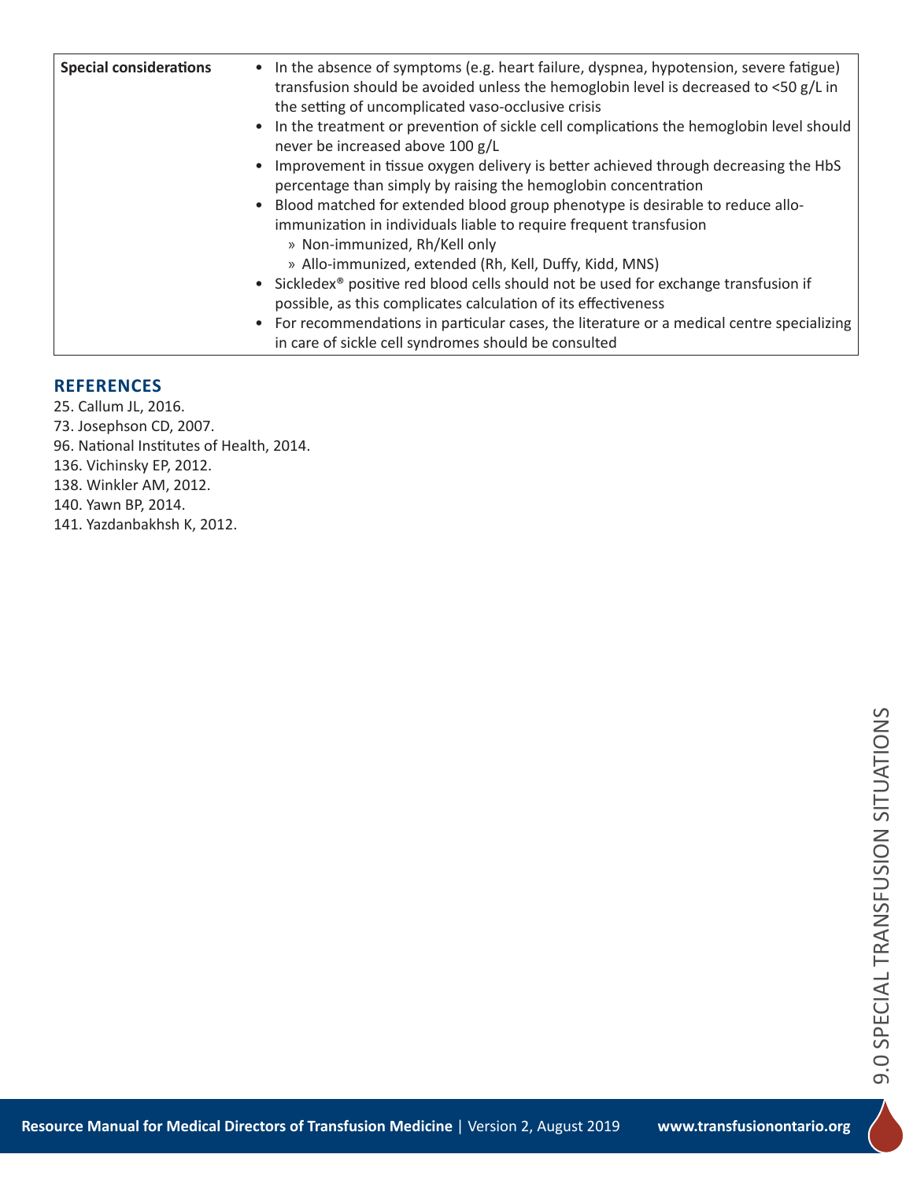| | |
|---|---|
| **Special considerations** | • In the absence of symptoms (e.g. heart failure, dyspnea, hypotension, severe fatigue) transfusion should be avoided unless the hemoglobin level is decreased to <50 g/L in the setting of uncomplicated vaso-occlusive crisis<br>• In the treatment or prevention of sickle cell complications the hemoglobin level should never be increased above 100 g/L<br>• Improvement in tissue oxygen delivery is better achieved through decreasing the HbS percentage than simply by raising the hemoglobin concentration<br>• Blood matched for extended blood group phenotype is desirable to reduce allo-immunization in individuals liable to require frequent transfusion<br>   » Non-immunized, Rh/Kell only<br>   » Allo-immunized, extended (Rh, Kell, Duffy, Kidd, MNS)<br>• Sickledex® positive red blood cells should not be used for exchange transfusion if possible, as this complicates calculation of its effectiveness<br>• For recommendations in particular cases, the literature or a medical centre specializing in care of sickle cell syndromes should be consulted |

## REFERENCES

25. Callum JL, 2016.
73. Josephson CD, 2007.
96. National Institutes of Health, 2014.
136. Vichinsky EP, 2012.
138. Winkler AM, 2012.
140. Yawn BP, 2014.
141. Yazdanbakhsh K, 2012.